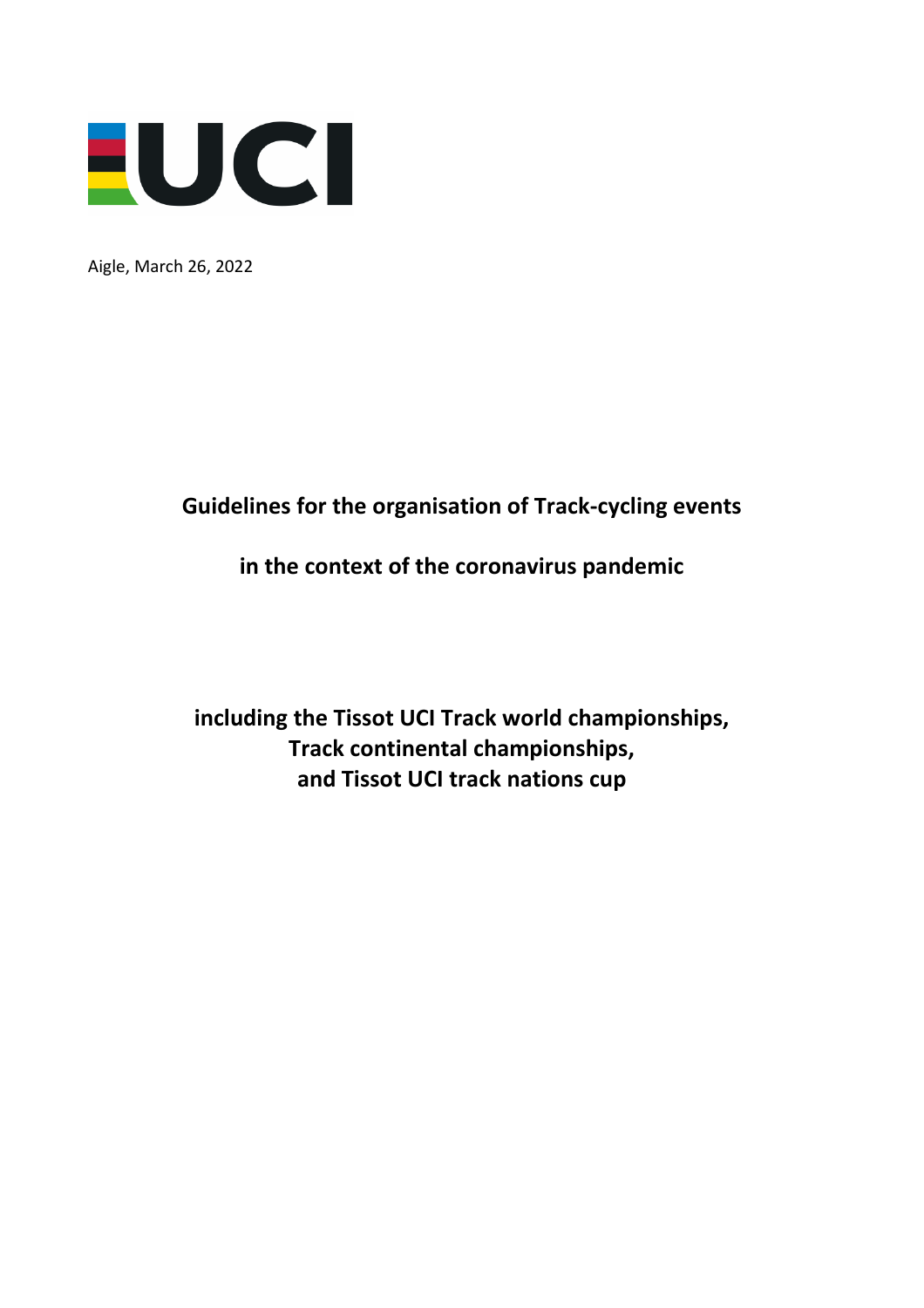Aigle, March 26, 2022

# Guidelines for the organisation of Track-cycling events

# in the context of the coronavirus pandemic

## including the Tissot UCI Track world championships, Track continental championships, and Tissot UCI track nations cup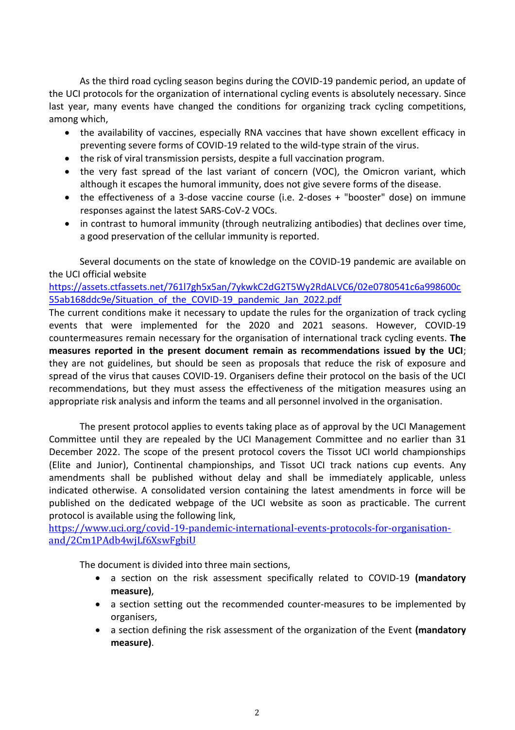As the third road cycling season begins during the COVID-19 pandemic period, an update of the UCI protocols for the organization of international cycling events is absolutely necessary. Since last year, many events have changed the conditions for organizing track cycling competitions, among which,

- the availability of vaccines, especially RNA vaccines that have shown excellent efficacy in preventing severe forms of COVID-19 related to the wild-type strain of the virus.
- the risk of viral transmission persists, despite a full vaccination program.
- the very fast spread of the last variant of concern (VOC), the Omicron variant, which although it escapes the humoral immunity, does not give severe forms of the disease.
- the effectiveness of a 3-dose vaccine course (i.e. 2-doses + "booster" dose) on immune responses against the latest SARS-CoV-2 VOCs.
- in contrast to humoral immunity (through neutralizing antibodies) that declines over time, a good preservation of the cellular immunity is reported.

Several documents on the state of knowledge on the COVID-19 pandemic are available on the UCI official website
https://assets.ctfassets.net/761l7gh5x5an/7ykwkC2dG2T5Wy2RdALVC6/02e0780541c6a998600c55ab168ddc9e/Situation_of_the_COVID-19_pandemic_Jan_2022.pdf
The current conditions make it necessary to update the rules for the organization of track cycling events that were implemented for the 2020 and 2021 seasons. However, COVID-19 countermeasures remain necessary for the organisation of international track cycling events. **The measures reported in the present document remain as recommendations issued by the UCI**; they are not guidelines, but should be seen as proposals that reduce the risk of exposure and spread of the virus that causes COVID-19. Organisers define their protocol on the basis of the UCI recommendations, but they must assess the effectiveness of the mitigation measures using an appropriate risk analysis and inform the teams and all personnel involved in the organisation.

The present protocol applies to events taking place as of approval by the UCI Management Committee until they are repealed by the UCI Management Committee and no earlier than 31 December 2022. The scope of the present protocol covers the Tissot UCI world championships (Elite and Junior), Continental championships, and Tissot UCI track nations cup events. Any amendments shall be published without delay and shall be immediately applicable, unless indicated otherwise. A consolidated version containing the latest amendments in force will be published on the dedicated webpage of the UCI website as soon as practicable. The current protocol is available using the following link,
https://www.uci.org/covid-19-pandemic-international-events-protocols-for-organisation-and/2Cm1PAdb4wjLf6XswFgbiU

The document is divided into three main sections,

- a section on the risk assessment specifically related to COVID-19 **(mandatory measure)**,
- a section setting out the recommended counter-measures to be implemented by organisers,
- a section defining the risk assessment of the organization of the Event **(mandatory measure)**.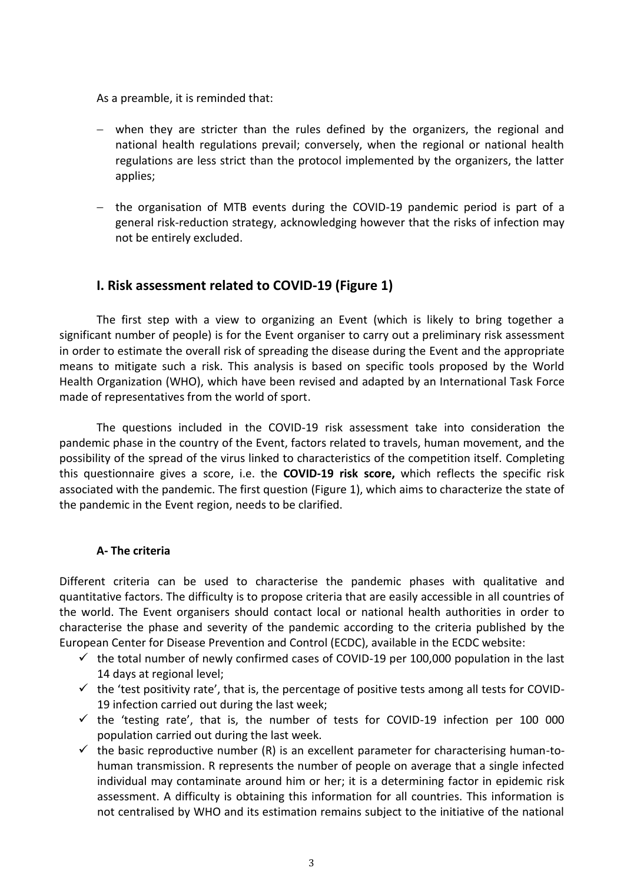As a preamble, it is reminded that:

- when they are stricter than the rules defined by the organizers, the regional and national health regulations prevail; conversely, when the regional or national health regulations are less strict than the protocol implemented by the organizers, the latter applies;
- the organisation of MTB events during the COVID-19 pandemic period is part of a general risk-reduction strategy, acknowledging however that the risks of infection may not be entirely excluded.

## I. Risk assessment related to COVID-19 (Figure 1)

The first step with a view to organizing an Event (which is likely to bring together a significant number of people) is for the Event organiser to carry out a preliminary risk assessment in order to estimate the overall risk of spreading the disease during the Event and the appropriate means to mitigate such a risk. This analysis is based on specific tools proposed by the World Health Organization (WHO), which have been revised and adapted by an International Task Force made of representatives from the world of sport.

The questions included in the COVID-19 risk assessment take into consideration the pandemic phase in the country of the Event, factors related to travels, human movement, and the possibility of the spread of the virus linked to characteristics of the competition itself. Completing this questionnaire gives a score, i.e. the **COVID-19 risk score,** which reflects the specific risk associated with the pandemic. The first question (Figure 1), which aims to characterize the state of the pandemic in the Event region, needs to be clarified.

### A- The criteria

Different criteria can be used to characterise the pandemic phases with qualitative and quantitative factors. The difficulty is to propose criteria that are easily accessible in all countries of the world. The Event organisers should contact local or national health authorities in order to characterise the phase and severity of the pandemic according to the criteria published by the European Center for Disease Prevention and Control (ECDC), available in the ECDC website:

- ✓ the total number of newly confirmed cases of COVID-19 per 100,000 population in the last 14 days at regional level;
- ✓ the 'test positivity rate', that is, the percentage of positive tests among all tests for COVID-19 infection carried out during the last week;
- ✓ the 'testing rate', that is, the number of tests for COVID-19 infection per 100 000 population carried out during the last week.
- ✓ the basic reproductive number (R) is an excellent parameter for characterising human-to-human transmission. R represents the number of people on average that a single infected individual may contaminate around him or her; it is a determining factor in epidemic risk assessment. A difficulty is obtaining this information for all countries. This information is not centralised by WHO and its estimation remains subject to the initiative of the national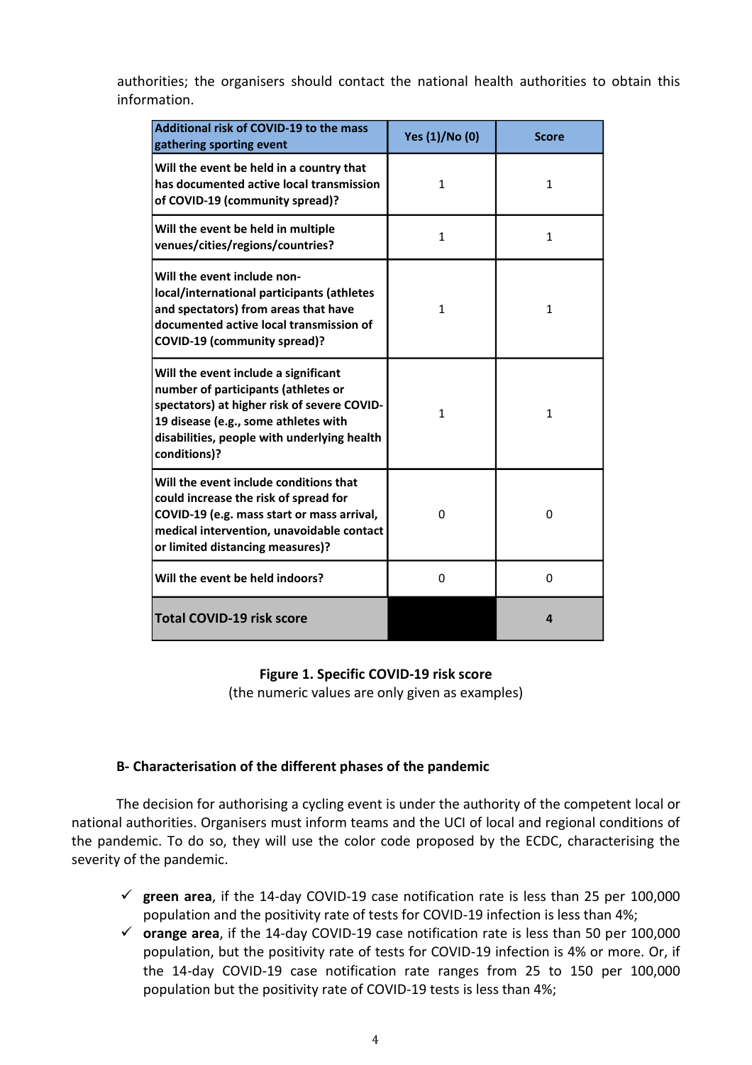authorities; the organisers should contact the national health authorities to obtain this information.

| Additional risk of COVID-19 to the mass gathering sporting event | Yes (1)/No (0) | Score |
| --- | --- | --- |
| Will the event be held in a country that has documented active local transmission of COVID-19 (community spread)? | 1 | 1 |
| Will the event be held in multiple venues/cities/regions/countries? | 1 | 1 |
| Will the event include non-local/international participants (athletes and spectators) from areas that have documented active local transmission of COVID-19 (community spread)? | 1 | 1 |
| Will the event include a significant number of participants (athletes or spectators) at higher risk of severe COVID-19 disease (e.g., some athletes with disabilities, people with underlying health conditions)? | 1 | 1 |
| Will the event include conditions that could increase the risk of spread for COVID-19 (e.g. mass start or mass arrival, medical intervention, unavoidable contact or limited distancing measures)? | 0 | 0 |
| Will the event be held indoors? | 0 | 0 |
| **Total COVID-19 risk score** | | 4 |

**Figure 1. Specific COVID-19 risk score**
(the numeric values are only given as examples)

### B- Characterisation of the different phases of the pandemic

The decision for authorising a cycling event is under the authority of the competent local or national authorities. Organisers must inform teams and the UCI of local and regional conditions of the pandemic. To do so, they will use the color code proposed by the ECDC, characterising the severity of the pandemic.

- ✓ **green area**, if the 14-day COVID-19 case notification rate is less than 25 per 100,000 population and the positivity rate of tests for COVID-19 infection is less than 4%;
- ✓ **orange area**, if the 14-day COVID-19 case notification rate is less than 50 per 100,000 population, but the positivity rate of tests for COVID-19 infection is 4% or more. Or, if the 14-day COVID-19 case notification rate ranges from 25 to 150 per 100,000 population but the positivity rate of COVID-19 tests is less than 4%;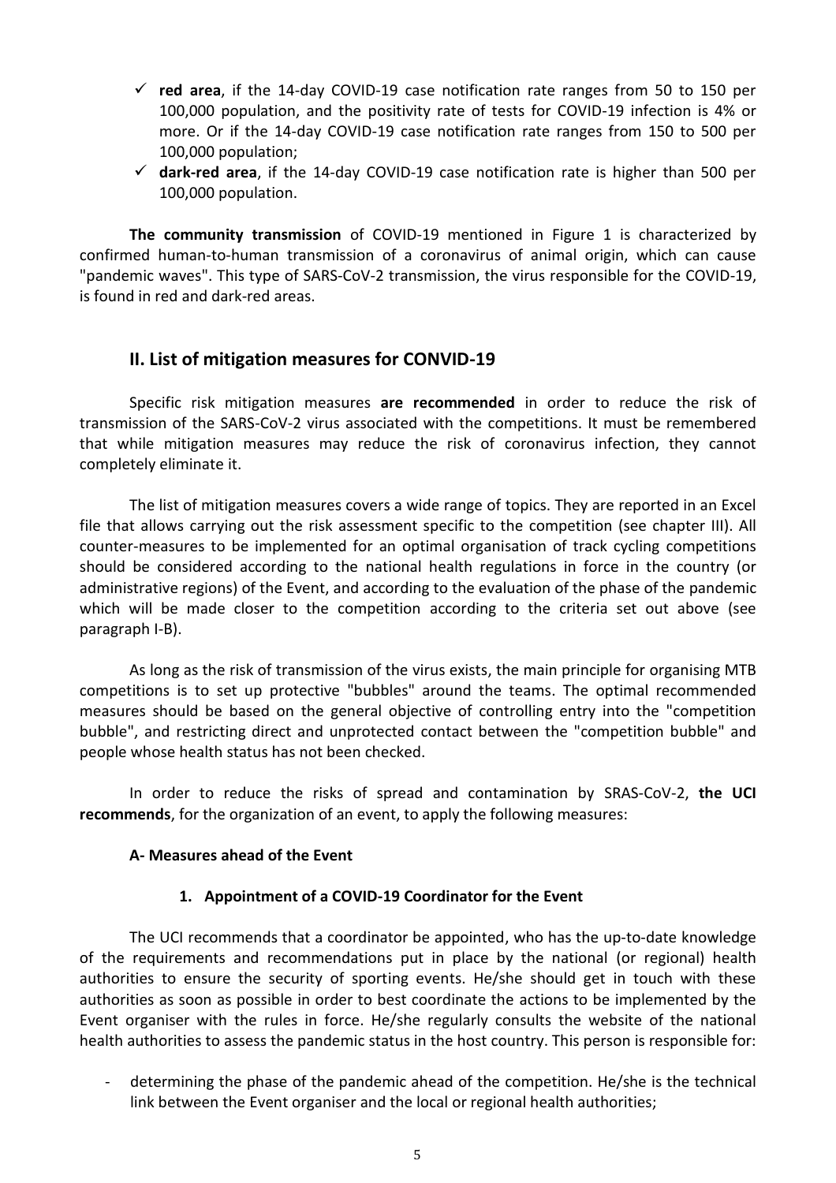- ✓ **red area**, if the 14-day COVID-19 case notification rate ranges from 50 to 150 per 100,000 population, and the positivity rate of tests for COVID-19 infection is 4% or more. Or if the 14-day COVID-19 case notification rate ranges from 150 to 500 per 100,000 population;
- ✓ **dark-red area**, if the 14-day COVID-19 case notification rate is higher than 500 per 100,000 population.

**The community transmission** of COVID-19 mentioned in Figure 1 is characterized by confirmed human-to-human transmission of a coronavirus of animal origin, which can cause "pandemic waves". This type of SARS-CoV-2 transmission, the virus responsible for the COVID-19, is found in red and dark-red areas.

## II. List of mitigation measures for CONVID-19

Specific risk mitigation measures **are recommended** in order to reduce the risk of transmission of the SARS-CoV-2 virus associated with the competitions. It must be remembered that while mitigation measures may reduce the risk of coronavirus infection, they cannot completely eliminate it.

The list of mitigation measures covers a wide range of topics. They are reported in an Excel file that allows carrying out the risk assessment specific to the competition (see chapter III). All counter-measures to be implemented for an optimal organisation of track cycling competitions should be considered according to the national health regulations in force in the country (or administrative regions) of the Event, and according to the evaluation of the phase of the pandemic which will be made closer to the competition according to the criteria set out above (see paragraph I-B).

As long as the risk of transmission of the virus exists, the main principle for organising MTB competitions is to set up protective "bubbles" around the teams. The optimal recommended measures should be based on the general objective of controlling entry into the "competition bubble", and restricting direct and unprotected contact between the "competition bubble" and people whose health status has not been checked.

In order to reduce the risks of spread and contamination by SRAS-CoV-2, **the UCI recommends**, for the organization of an event, to apply the following measures:

### A- Measures ahead of the Event

#### 1. Appointment of a COVID-19 Coordinator for the Event

The UCI recommends that a coordinator be appointed, who has the up-to-date knowledge of the requirements and recommendations put in place by the national (or regional) health authorities to ensure the security of sporting events. He/she should get in touch with these authorities as soon as possible in order to best coordinate the actions to be implemented by the Event organiser with the rules in force. He/she regularly consults the website of the national health authorities to assess the pandemic status in the host country. This person is responsible for:

- determining the phase of the pandemic ahead of the competition. He/she is the technical link between the Event organiser and the local or regional health authorities;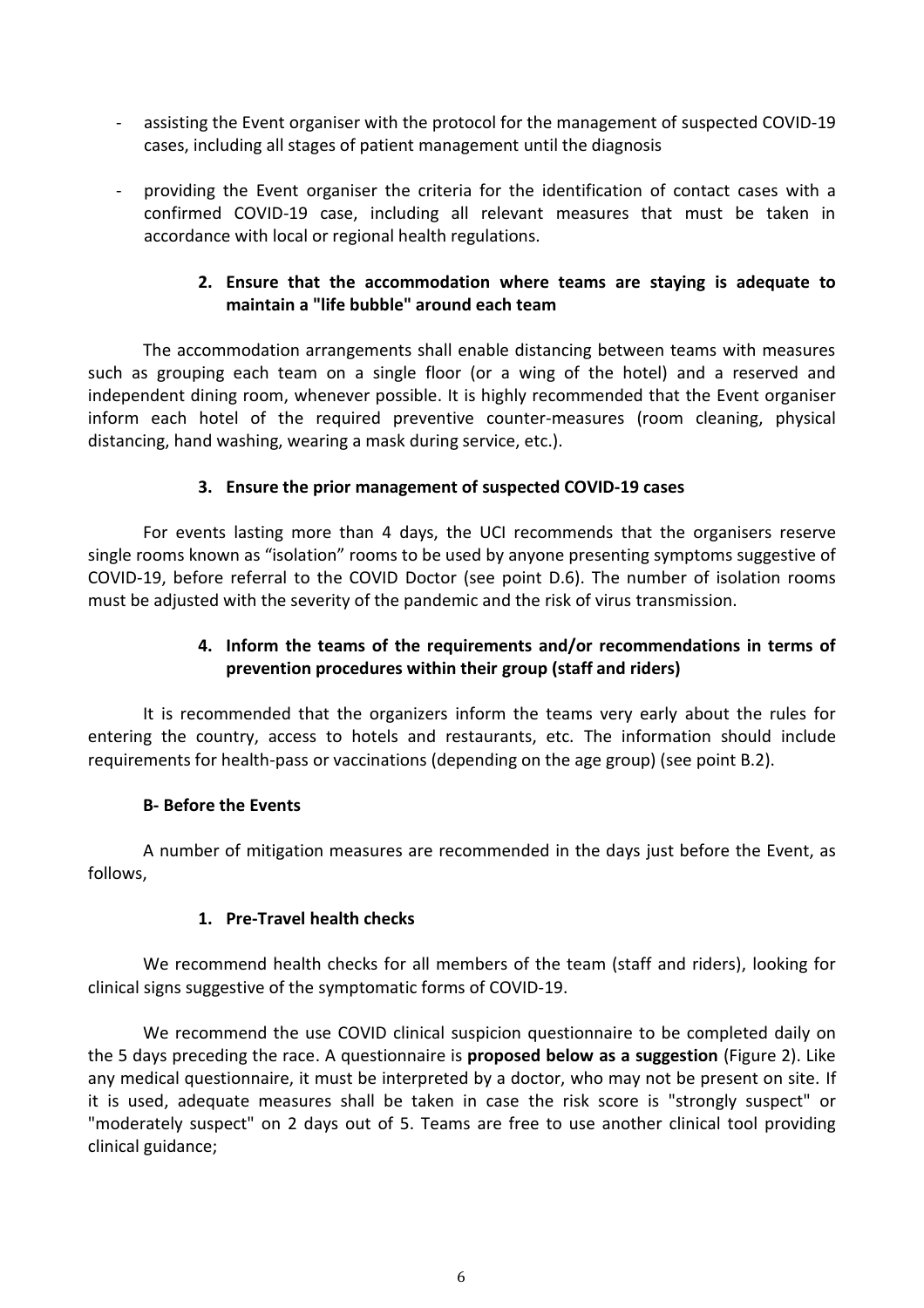- assisting the Event organiser with the protocol for the management of suspected COVID-19 cases, including all stages of patient management until the diagnosis
- providing the Event organiser the criteria for the identification of contact cases with a confirmed COVID-19 case, including all relevant measures that must be taken in accordance with local or regional health regulations.

### 2. Ensure that the accommodation where teams are staying is adequate to maintain a "life bubble" around each team

The accommodation arrangements shall enable distancing between teams with measures such as grouping each team on a single floor (or a wing of the hotel) and a reserved and independent dining room, whenever possible. It is highly recommended that the Event organiser inform each hotel of the required preventive counter-measures (room cleaning, physical distancing, hand washing, wearing a mask during service, etc.).

### 3. Ensure the prior management of suspected COVID-19 cases

For events lasting more than 4 days, the UCI recommends that the organisers reserve single rooms known as "isolation" rooms to be used by anyone presenting symptoms suggestive of COVID-19, before referral to the COVID Doctor (see point D.6). The number of isolation rooms must be adjusted with the severity of the pandemic and the risk of virus transmission.

### 4. Inform the teams of the requirements and/or recommendations in terms of prevention procedures within their group (staff and riders)

It is recommended that the organizers inform the teams very early about the rules for entering the country, access to hotels and restaurants, etc. The information should include requirements for health-pass or vaccinations (depending on the age group) (see point B.2).

## B- Before the Events

A number of mitigation measures are recommended in the days just before the Event, as follows,

### 1. Pre-Travel health checks

We recommend health checks for all members of the team (staff and riders), looking for clinical signs suggestive of the symptomatic forms of COVID-19.

We recommend the use COVID clinical suspicion questionnaire to be completed daily on the 5 days preceding the race. A questionnaire is **proposed below as a suggestion** (Figure 2). Like any medical questionnaire, it must be interpreted by a doctor, who may not be present on site. If it is used, adequate measures shall be taken in case the risk score is "strongly suspect" or "moderately suspect" on 2 days out of 5. Teams are free to use another clinical tool providing clinical guidance;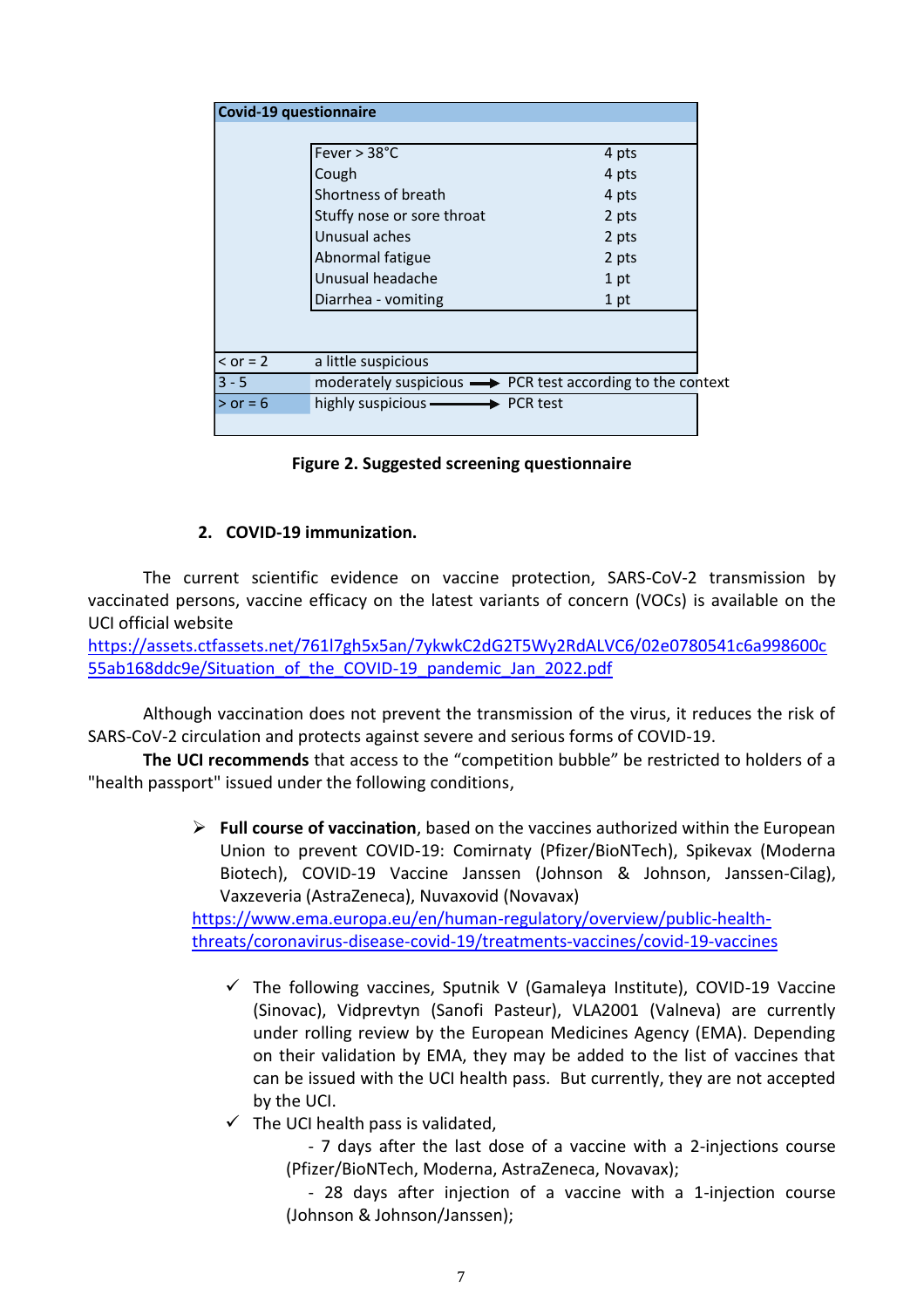| Covid-19 questionnaire | |
|---|---|
| Fever > 38°C | 4 pts |
| Cough | 4 pts |
| Shortness of breath | 4 pts |
| Stuffy nose or sore throat | 2 pts |
| Unusual aches | 2 pts |
| Abnormal fatigue | 2 pts |
| Unusual headache | 1 pt |
| Diarrhea - vomiting | 1 pt |

| Score | Assessment |
|---|---|
| < or = 2 | a little suspicious |
| 3 - 5 | moderately suspicious → PCR test according to the context |
| > or = 6 | highly suspicious → PCR test |

**Figure 2. Suggested screening questionnaire**

## 2. COVID-19 immunization.

The current scientific evidence on vaccine protection, SARS-CoV-2 transmission by vaccinated persons, vaccine efficacy on the latest variants of concern (VOCs) is available on the UCI official website
https://assets.ctfassets.net/761l7gh5x5an/7ykwkC2dG2T5Wy2RdALVC6/02e0780541c6a998600c55ab168ddc9e/Situation_of_the_COVID-19_pandemic_Jan_2022.pdf

Although vaccination does not prevent the transmission of the virus, it reduces the risk of SARS-CoV-2 circulation and protects against severe and serious forms of COVID-19.

**The UCI recommends** that access to the "competition bubble" be restricted to holders of a "health passport" issued under the following conditions,

- **Full course of vaccination**, based on the vaccines authorized within the European Union to prevent COVID-19: Comirnaty (Pfizer/BioNTech), Spikevax (Moderna Biotech), COVID-19 Vaccine Janssen (Johnson & Johnson, Janssen-Cilag), Vaxzeveria (AstraZeneca), Nuvaxovid (Novavax)
  https://www.ema.europa.eu/en/human-regulatory/overview/public-health-threats/coronavirus-disease-covid-19/treatments-vaccines/covid-19-vaccines

  - ✓ The following vaccines, Sputnik V (Gamaleya Institute), COVID-19 Vaccine (Sinovac), Vidprevtyn (Sanofi Pasteur), VLA2001 (Valneva) are currently under rolling review by the European Medicines Agency (EMA). Depending on their validation by EMA, they may be added to the list of vaccines that can be issued with the UCI health pass. But currently, they are not accepted by the UCI.
  - ✓ The UCI health pass is validated,
    - 7 days after the last dose of a vaccine with a 2-injections course (Pfizer/BioNTech, Moderna, AstraZeneca, Novavax);
    - 28 days after injection of a vaccine with a 1-injection course (Johnson & Johnson/Janssen);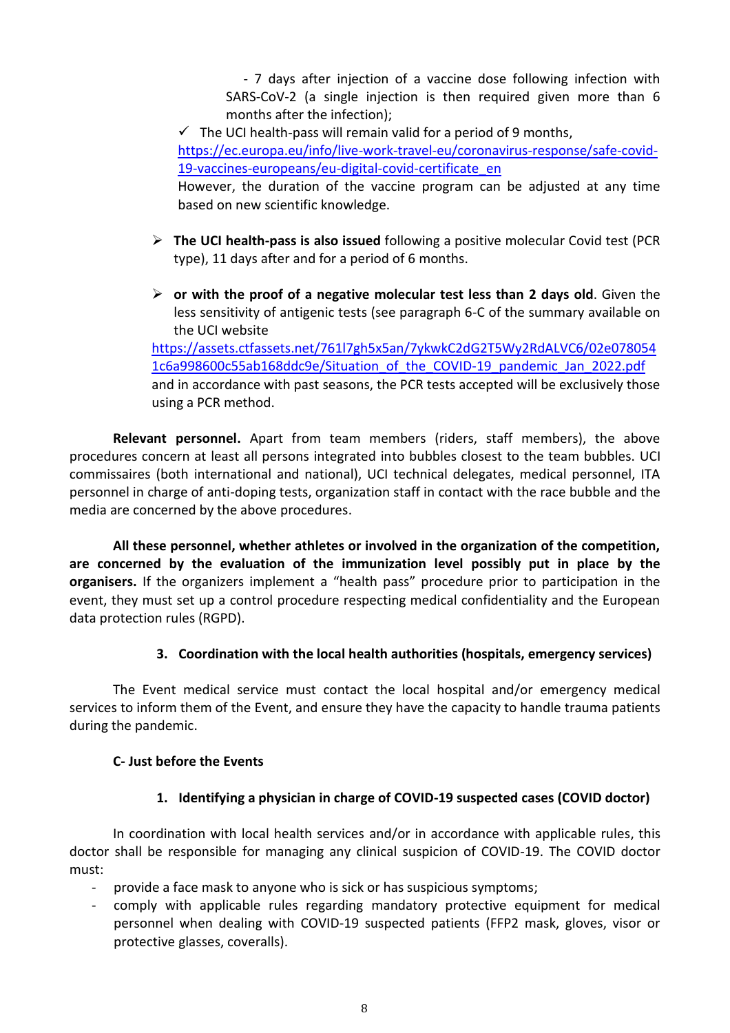- 7 days after injection of a vaccine dose following infection with SARS-CoV-2 (a single injection is then required given more than 6 months after the infection);

✓ The UCI health-pass will remain valid for a period of 9 months, https://ec.europa.eu/info/live-work-travel-eu/coronavirus-response/safe-covid-19-vaccines-europeans/eu-digital-covid-certificate_en
However, the duration of the vaccine program can be adjusted at any time based on new scientific knowledge.

➢ **The UCI health-pass is also issued** following a positive molecular Covid test (PCR type), 11 days after and for a period of 6 months.

➢ **or with the proof of a negative molecular test less than 2 days old**. Given the less sensitivity of antigenic tests (see paragraph 6-C of the summary available on the UCI website https://assets.ctfassets.net/761l7gh5x5an/7ykwkC2dG2T5Wy2RdALVC6/02e0780541c6a998600c55ab168ddc9e/Situation_of_the_COVID-19_pandemic_Jan_2022.pdf and in accordance with past seasons, the PCR tests accepted will be exclusively those using a PCR method.

**Relevant personnel.** Apart from team members (riders, staff members), the above procedures concern at least all persons integrated into bubbles closest to the team bubbles. UCI commissaires (both international and national), UCI technical delegates, medical personnel, ITA personnel in charge of anti-doping tests, organization staff in contact with the race bubble and the media are concerned by the above procedures.

**All these personnel, whether athletes or involved in the organization of the competition, are concerned by the evaluation of the immunization level possibly put in place by the organisers.** If the organizers implement a "health pass" procedure prior to participation in the event, they must set up a control procedure respecting medical confidentiality and the European data protection rules (RGPD).

### 3. Coordination with the local health authorities (hospitals, emergency services)

The Event medical service must contact the local hospital and/or emergency medical services to inform them of the Event, and ensure they have the capacity to handle trauma patients during the pandemic.

## C- Just before the Events

### 1. Identifying a physician in charge of COVID-19 suspected cases (COVID doctor)

In coordination with local health services and/or in accordance with applicable rules, this doctor shall be responsible for managing any clinical suspicion of COVID-19. The COVID doctor must:

- provide a face mask to anyone who is sick or has suspicious symptoms;
- comply with applicable rules regarding mandatory protective equipment for medical personnel when dealing with COVID-19 suspected patients (FFP2 mask, gloves, visor or protective glasses, coveralls).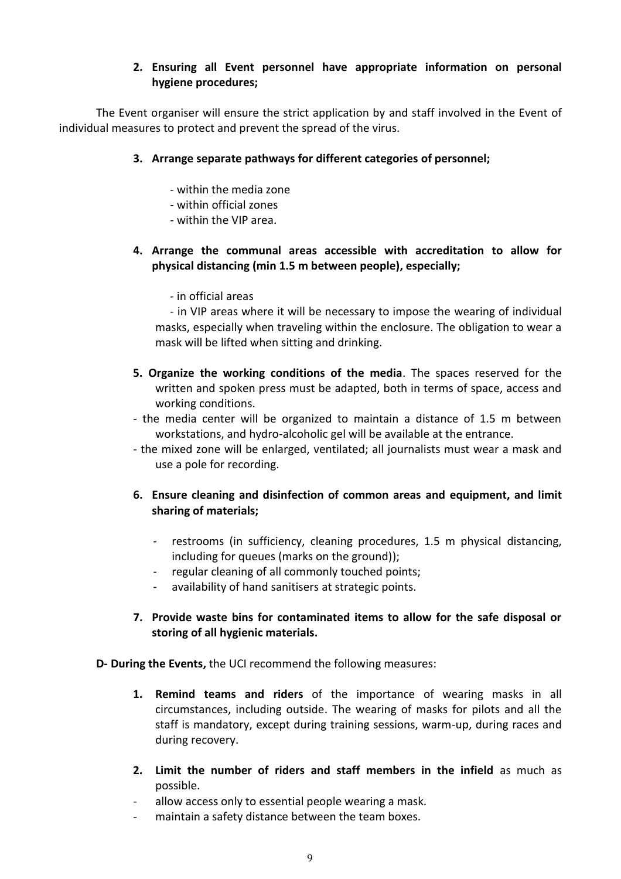**2. Ensuring all Event personnel have appropriate information on personal hygiene procedures;**

The Event organiser will ensure the strict application by and staff involved in the Event of individual measures to protect and prevent the spread of the virus.

**3. Arrange separate pathways for different categories of personnel;**

- within the media zone
- within official zones
- within the VIP area.

**4. Arrange the communal areas accessible with accreditation to allow for physical distancing (min 1.5 m between people), especially;**

- in official areas
- in VIP areas where it will be necessary to impose the wearing of individual masks, especially when traveling within the enclosure. The obligation to wear a mask will be lifted when sitting and drinking.

**5. Organize the working conditions of the media**. The spaces reserved for the written and spoken press must be adapted, both in terms of space, access and working conditions.

- the media center will be organized to maintain a distance of 1.5 m between workstations, and hydro-alcoholic gel will be available at the entrance.
- the mixed zone will be enlarged, ventilated; all journalists must wear a mask and use a pole for recording.

**6. Ensure cleaning and disinfection of common areas and equipment, and limit sharing of materials;**

- restrooms (in sufficiency, cleaning procedures, 1.5 m physical distancing, including for queues (marks on the ground));
- regular cleaning of all commonly touched points;
- availability of hand sanitisers at strategic points.

**7. Provide waste bins for contaminated items to allow for the safe disposal or storing of all hygienic materials.**

**D- During the Events,** the UCI recommend the following measures:

**1. Remind teams and riders** of the importance of wearing masks in all circumstances, including outside. The wearing of masks for pilots and all the staff is mandatory, except during training sessions, warm-up, during races and during recovery.

**2. Limit the number of riders and staff members in the infield** as much as possible.

- allow access only to essential people wearing a mask.
- maintain a safety distance between the team boxes.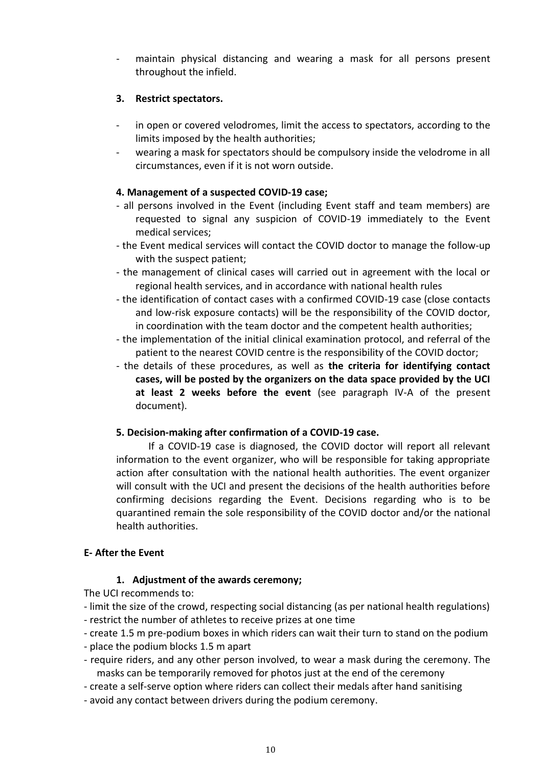- maintain physical distancing and wearing a mask for all persons present throughout the infield.

### 3. Restrict spectators.

- in open or covered velodromes, limit the access to spectators, according to the limits imposed by the health authorities;
- wearing a mask for spectators should be compulsory inside the velodrome in all circumstances, even if it is not worn outside.

### 4. Management of a suspected COVID-19 case;

- all persons involved in the Event (including Event staff and team members) are requested to signal any suspicion of COVID-19 immediately to the Event medical services;
- the Event medical services will contact the COVID doctor to manage the follow-up with the suspect patient;
- the management of clinical cases will carried out in agreement with the local or regional health services, and in accordance with national health rules
- the identification of contact cases with a confirmed COVID-19 case (close contacts and low-risk exposure contacts) will be the responsibility of the COVID doctor, in coordination with the team doctor and the competent health authorities;
- the implementation of the initial clinical examination protocol, and referral of the patient to the nearest COVID centre is the responsibility of the COVID doctor;
- the details of these procedures, as well as **the criteria for identifying contact cases, will be posted by the organizers on the data space provided by the UCI at least 2 weeks before the event** (see paragraph IV-A of the present document).

### 5. Decision-making after confirmation of a COVID-19 case.

If a COVID-19 case is diagnosed, the COVID doctor will report all relevant information to the event organizer, who will be responsible for taking appropriate action after consultation with the national health authorities. The event organizer will consult with the UCI and present the decisions of the health authorities before confirming decisions regarding the Event. Decisions regarding who is to be quarantined remain the sole responsibility of the COVID doctor and/or the national health authorities.

## E- After the Event

### 1. Adjustment of the awards ceremony;

The UCI recommends to:

- limit the size of the crowd, respecting social distancing (as per national health regulations)
- restrict the number of athletes to receive prizes at one time
- create 1.5 m pre-podium boxes in which riders can wait their turn to stand on the podium
- place the podium blocks 1.5 m apart
- require riders, and any other person involved, to wear a mask during the ceremony. The masks can be temporarily removed for photos just at the end of the ceremony
- create a self-serve option where riders can collect their medals after hand sanitising
- avoid any contact between drivers during the podium ceremony.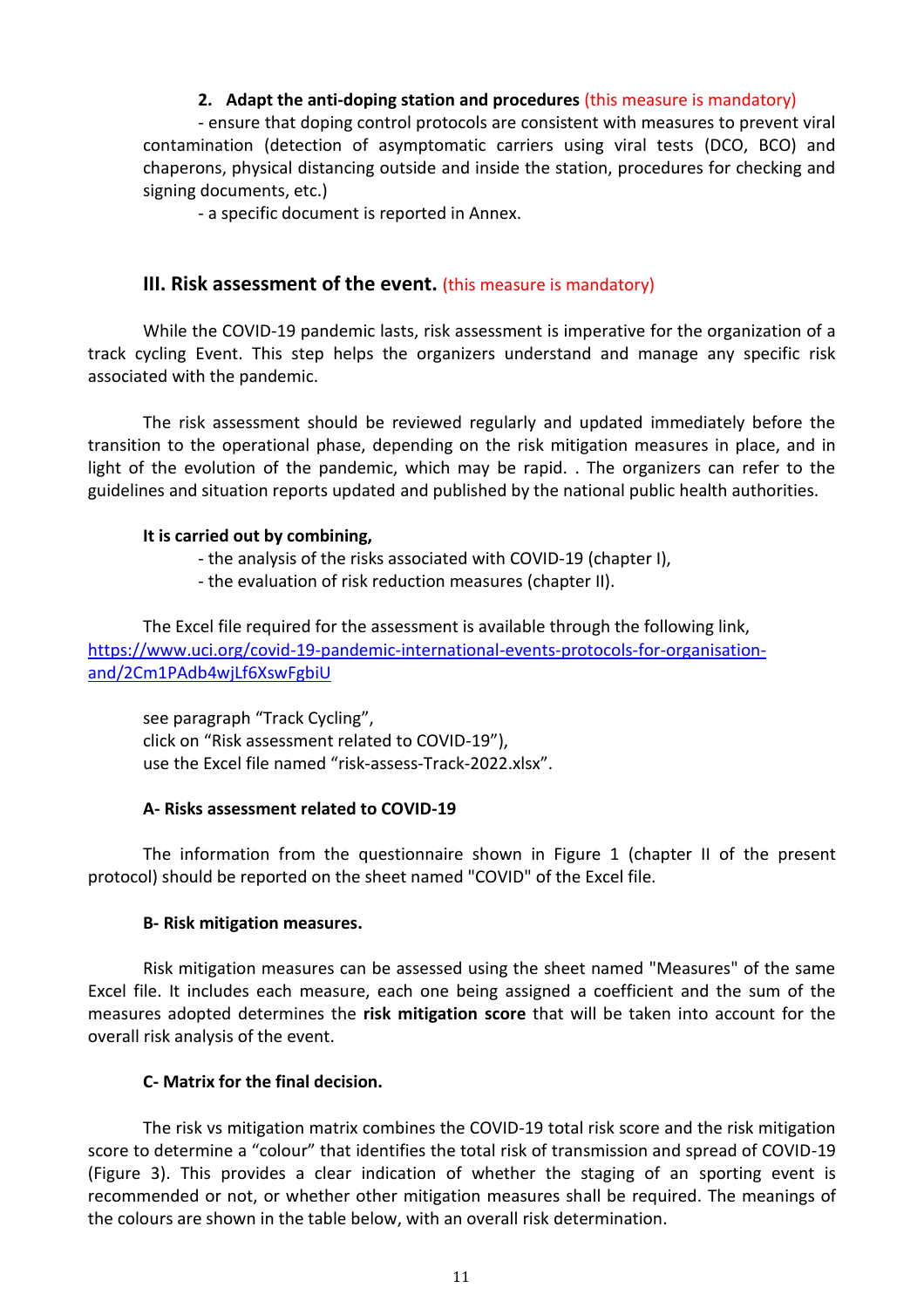**2. Adapt the anti-doping station and procedures** (this measure is mandatory)

- ensure that doping control protocols are consistent with measures to prevent viral contamination (detection of asymptomatic carriers using viral tests (DCO, BCO) and chaperons, physical distancing outside and inside the station, procedures for checking and signing documents, etc.)
- a specific document is reported in Annex.

## III. Risk assessment of the event. (this measure is mandatory)

While the COVID-19 pandemic lasts, risk assessment is imperative for the organization of a track cycling Event. This step helps the organizers understand and manage any specific risk associated with the pandemic.

The risk assessment should be reviewed regularly and updated immediately before the transition to the operational phase, depending on the risk mitigation measures in place, and in light of the evolution of the pandemic, which may be rapid. . The organizers can refer to the guidelines and situation reports updated and published by the national public health authorities.

**It is carried out by combining,**

- the analysis of the risks associated with COVID-19 (chapter I),
- the evaluation of risk reduction measures (chapter II).

The Excel file required for the assessment is available through the following link,
https://www.uci.org/covid-19-pandemic-international-events-protocols-for-organisation-and/2Cm1PAdb4wjLf6XswFgbiU

see paragraph "Track Cycling",
click on "Risk assessment related to COVID-19"),
use the Excel file named "risk-assess-Track-2022.xlsx".

### A- Risks assessment related to COVID-19

The information from the questionnaire shown in Figure 1 (chapter II of the present protocol) should be reported on the sheet named "COVID" of the Excel file.

### B- Risk mitigation measures.

Risk mitigation measures can be assessed using the sheet named "Measures" of the same Excel file. It includes each measure, each one being assigned a coefficient and the sum of the measures adopted determines the **risk mitigation score** that will be taken into account for the overall risk analysis of the event.

### C- Matrix for the final decision.

The risk vs mitigation matrix combines the COVID-19 total risk score and the risk mitigation score to determine a "colour" that identifies the total risk of transmission and spread of COVID-19 (Figure 3). This provides a clear indication of whether the staging of an sporting event is recommended or not, or whether other mitigation measures shall be required. The meanings of the colours are shown in the table below, with an overall risk determination.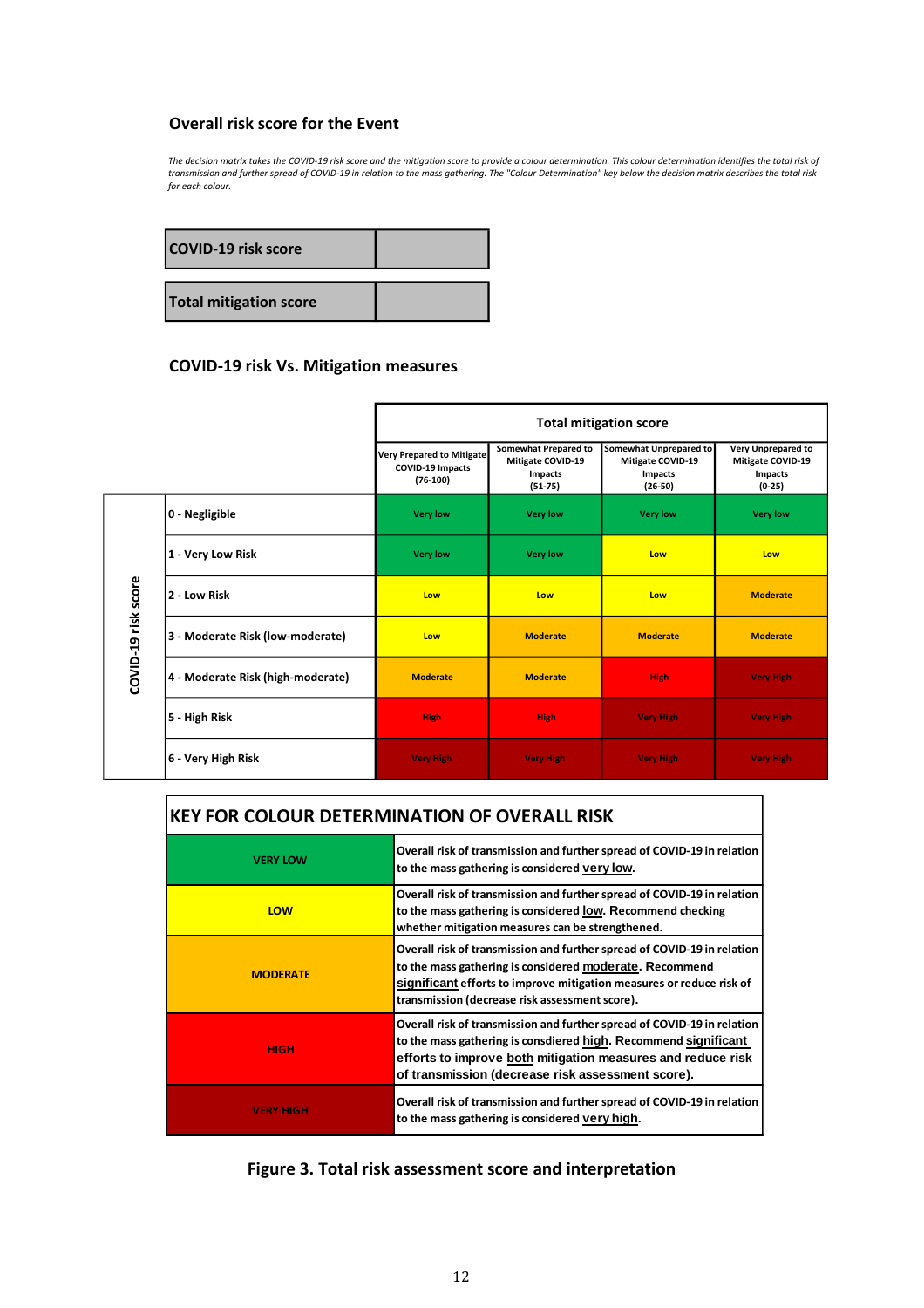### Overall risk score for the Event

*The decision matrix takes the COVID-19 risk score and the mitigation score to provide a colour determination. This colour determination identifies the total risk of transmission and further spread of COVID-19 in relation to the mass gathering. The "Colour Determination" key below the decision matrix describes the total risk for each colour.*

| | |
|---|---|
| **COVID-19 risk score** | |
| **Total mitigation score** | |

### COVID-19 risk Vs. Mitigation measures

| | | Total mitigation score | | | |
|---|---|---|---|---|---|
| | | Very Prepared to Mitigate COVID-19 Impacts (76-100) | Somewhat Prepared to Mitigate COVID-19 Impacts (51-75) | Somewhat Unprepared to Mitigate COVID-19 Impacts (26-50) | Very Unprepared to Mitigate COVID-19 Impacts (0-25) |
| COVID-19 risk score | 0 - Negligible | Very low | Very low | Very low | Very low |
| | 1 - Very Low Risk | Very low | Very low | Low | Low |
| | 2 - Low Risk | Low | Low | Low | Moderate |
| | 3 - Moderate Risk (low-moderate) | Low | Moderate | Moderate | Moderate |
| | 4 - Moderate Risk (high-moderate) | Moderate | Moderate | High | Very High |
| | 5 - High Risk | High | High | Very High | Very High |
| | 6 - Very High Risk | Very High | Very High | Very High | Very High |

| KEY FOR COLOUR DETERMINATION OF OVERALL RISK | |
|---|---|
| VERY LOW | Overall risk of transmission and further spread of COVID-19 in relation to the mass gathering is considered very low. |
| LOW | Overall risk of transmission and further spread of COVID-19 in relation to the mass gathering is considered low. Recommend checking whether mitigation measures can be strengthened. |
| MODERATE | Overall risk of transmission and further spread of COVID-19 in relation to the mass gathering is considered moderate. Recommend significant efforts to improve mitigation measures or reduce risk of transmission (decrease risk assessment score). |
| HIGH | Overall risk of transmission and further spread of COVID-19 in relation to the mass gathering is consdiered high. Recommend significant efforts to improve both mitigation measures and reduce risk of transmission (decrease risk assessment score). |
| VERY HIGH | Overall risk of transmission and further spread of COVID-19 in relation to the mass gathering is considered very high. |

**Figure 3. Total risk assessment score and interpretation**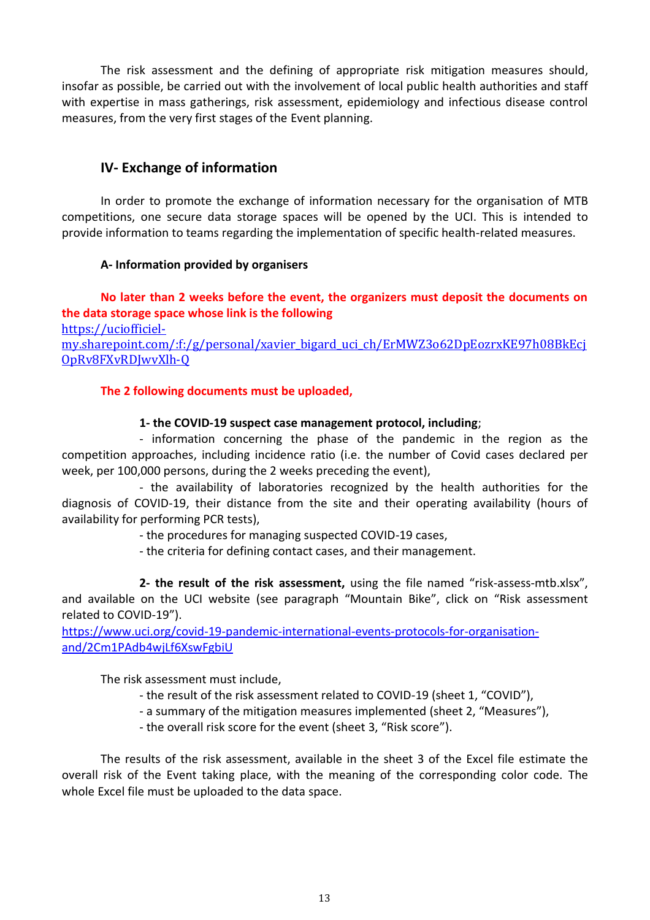The risk assessment and the defining of appropriate risk mitigation measures should, insofar as possible, be carried out with the involvement of local public health authorities and staff with expertise in mass gatherings, risk assessment, epidemiology and infectious disease control measures, from the very first stages of the Event planning.

## IV- Exchange of information

In order to promote the exchange of information necessary for the organisation of MTB competitions, one secure data storage spaces will be opened by the UCI. This is intended to provide information to teams regarding the implementation of specific health-related measures.

### A- Information provided by organisers

**No later than 2 weeks before the event, the organizers must deposit the documents on the data storage space whose link is the following**
https://uciofficiel-my.sharepoint.com/:f:/g/personal/xavier_bigard_uci_ch/ErMWZ3o62DpEozrxKE97h08BkEcj0pRv8FXvRDJwvXlh-Q

**The 2 following documents must be uploaded,**

**1- the COVID-19 suspect case management protocol, including**;

- information concerning the phase of the pandemic in the region as the competition approaches, including incidence ratio (i.e. the number of Covid cases declared per week, per 100,000 persons, during the 2 weeks preceding the event),
- the availability of laboratories recognized by the health authorities for the diagnosis of COVID-19, their distance from the site and their operating availability (hours of availability for performing PCR tests),
- the procedures for managing suspected COVID-19 cases,
- the criteria for defining contact cases, and their management.

**2- the result of the risk assessment,** using the file named "risk-assess-mtb.xlsx", and available on the UCI website (see paragraph "Mountain Bike", click on "Risk assessment related to COVID-19").
https://www.uci.org/covid-19-pandemic-international-events-protocols-for-organisation-and/2Cm1PAdb4wjLf6XswFgbiU

The risk assessment must include,

- the result of the risk assessment related to COVID-19 (sheet 1, "COVID"),
- a summary of the mitigation measures implemented (sheet 2, "Measures"),
- the overall risk score for the event (sheet 3, "Risk score").

The results of the risk assessment, available in the sheet 3 of the Excel file estimate the overall risk of the Event taking place, with the meaning of the corresponding color code. The whole Excel file must be uploaded to the data space.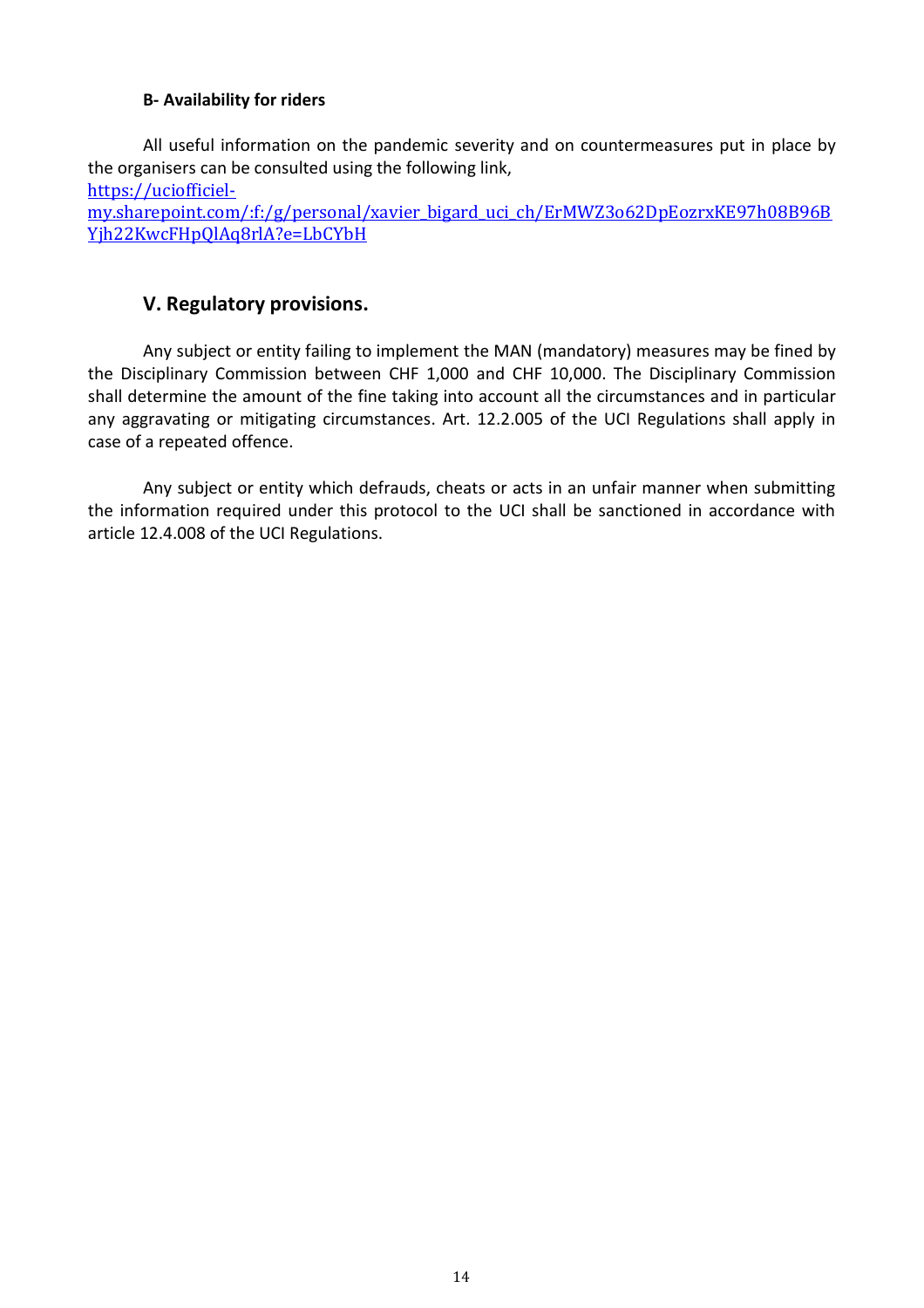#### B- Availability for riders

All useful information on the pandemic severity and on countermeasures put in place by the organisers can be consulted using the following link, https://uciofficiel-my.sharepoint.com/:f:/g/personal/xavier_bigard_uci_ch/ErMWZ3o62DpEozrxKE97h08B96BYjh22KwcFHpQIAq8rlA?e=LbCYbH

## V. Regulatory provisions.

Any subject or entity failing to implement the MAN (mandatory) measures may be fined by the Disciplinary Commission between CHF 1,000 and CHF 10,000. The Disciplinary Commission shall determine the amount of the fine taking into account all the circumstances and in particular any aggravating or mitigating circumstances. Art. 12.2.005 of the UCI Regulations shall apply in case of a repeated offence.

Any subject or entity which defrauds, cheats or acts in an unfair manner when submitting the information required under this protocol to the UCI shall be sanctioned in accordance with article 12.4.008 of the UCI Regulations.